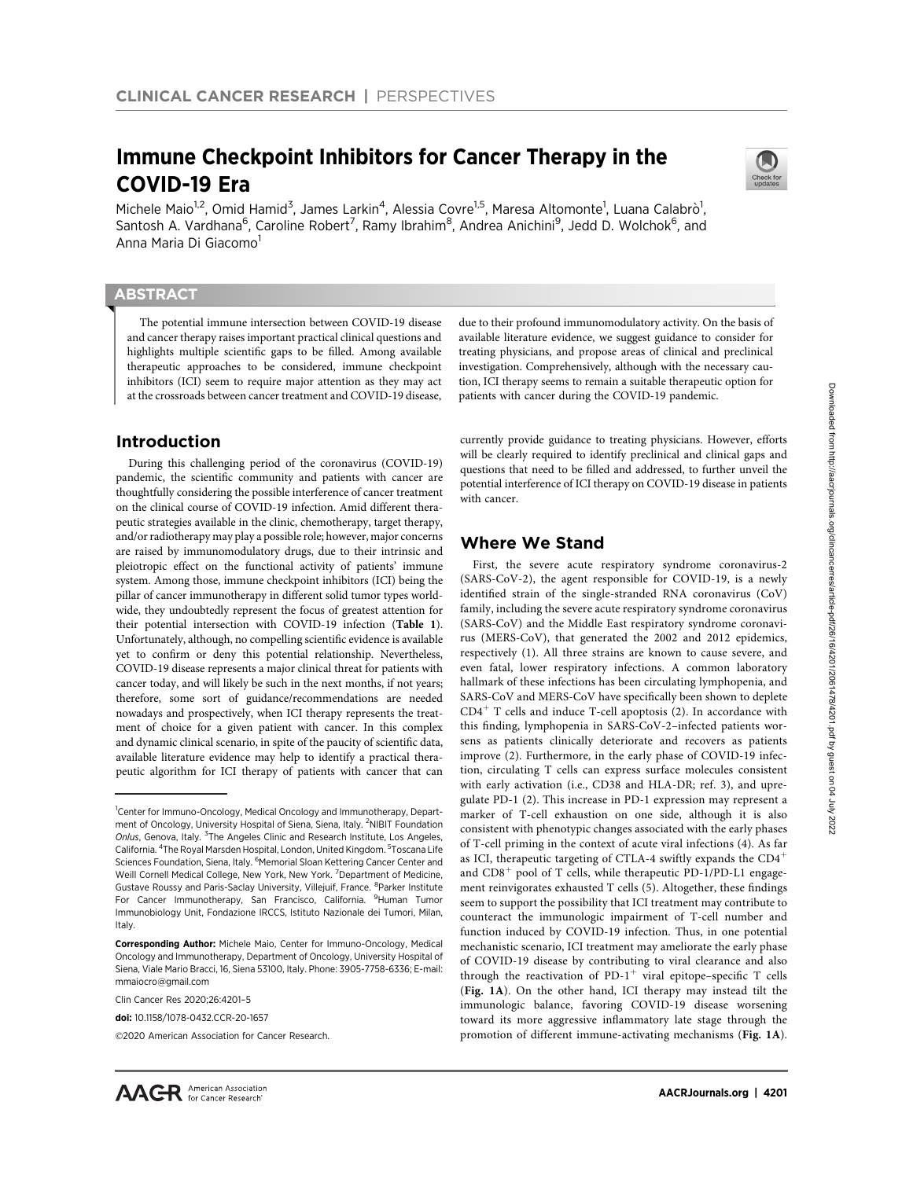# Immune Checkpoint Inhibitors for Cancer Therapy in the COVID-19 Era

Michele Maio[1,2], Omid Hamid[3], James Larkin[4], Alessia Covre[1,5], Maresa Altomonte[1], Luana Calabrò[1], Santosh A. Vardhana[6], Caroline Robert[7], Ramy Ibrahim[8], Andrea Anichini[9], Jedd D. Wolchok[6], and Anna Maria Di Giacomo[1]

## ABSTRACT

The potential immune intersection between COVID-19 disease and cancer therapy raises important practical clinical questions and highlights multiple scientific gaps to be filled. Among available therapeutic approaches to be considered, immune checkpoint inhibitors (ICI) seem to require major attention as they may act at the crossroads between cancer treatment and COVID-19 disease, due to their profound immunomodulatory activity. On the basis of available literature evidence, we suggest guidance to consider for treating physicians, and propose areas of clinical and preclinical investigation. Comprehensively, although with the necessary caution, ICI therapy seems to remain a suitable therapeutic option for patients with cancer during the COVID-19 pandemic.

## Introduction

During this challenging period of the coronavirus (COVID-19) pandemic, the scientific community and patients with cancer are thoughtfully considering the possible interference of cancer treatment on the clinical course of COVID-19 infection. Amid different therapeutic strategies available in the clinic, chemotherapy, target therapy, and/or radiotherapy may play a possible role; however, major concerns are raised by immunomodulatory drugs, due to their intrinsic and pleiotropic effect on the functional activity of patients' immune system. Among those, immune checkpoint inhibitors (ICI) being the pillar of cancer immunotherapy in different solid tumor types worldwide, they undoubtedly represent the focus of greatest attention for their potential intersection with COVID-19 infection (**Table 1**). Unfortunately, although, no compelling scientific evidence is available yet to confirm or deny this potential relationship. Nevertheless, COVID-19 disease represents a major clinical threat for patients with cancer today, and will likely be such in the next months, if not years; therefore, some sort of guidance/recommendations are needed nowadays and prospectively, when ICI therapy represents the treatment of choice for a given patient with cancer. In this complex and dynamic clinical scenario, in spite of the paucity of scientific data, available literature evidence may help to identify a practical therapeutic algorithm for ICI therapy of patients with cancer that can currently provide guidance to treating physicians. However, efforts will be clearly required to identify preclinical and clinical gaps and questions that need to be filled and addressed, to further unveil the potential interference of ICI therapy on COVID-19 disease in patients with cancer.

## Where We Stand

First, the severe acute respiratory syndrome coronavirus-2 (SARS-CoV-2), the agent responsible for COVID-19, is a newly identified strain of the single-stranded RNA coronavirus (CoV) family, including the severe acute respiratory syndrome coronavirus (SARS-CoV) and the Middle East respiratory syndrome coronavirus (MERS-CoV), that generated the 2002 and 2012 epidemics, respectively (1). All three strains are known to cause severe, and even fatal, lower respiratory infections. A common laboratory hallmark of these infections has been circulating lymphopenia, and SARS-CoV and MERS-CoV have specifically been shown to deplete $CD4^+$ T cells and induce T-cell apoptosis (2). In accordance with this finding, lymphopenia in SARS-CoV-2–infected patients worsens as patients clinically deteriorate and recovers as patients improve (2). Furthermore, in the early phase of COVID-19 infection, circulating T cells can express surface molecules consistent with early activation (i.e., CD38 and HLA-DR; ref. 3), and upregulate PD-1 (2). This increase in PD-1 expression may represent a marker of T-cell exhaustion on one side, although it is also consistent with phenotypic changes associated with the early phases of T-cell priming in the context of acute viral infections (4). As far as ICI, therapeutic targeting of CTLA-4 swiftly expands the $CD4^+$ and $CD8^+$ pool of T cells, while therapeutic PD-1/PD-L1 engagement reinvigorates exhausted T cells (5). Altogether, these findings seem to support the possibility that ICI treatment may contribute to counteract the immunologic impairment of T-cell number and function induced by COVID-19 infection. Thus, in one potential mechanistic scenario, ICI treatment may ameliorate the early phase of COVID-19 disease by contributing to viral clearance and also through the reactivation of $PD-1^+$ viral epitope–specific T cells (**Fig. 1A**). On the other hand, ICI therapy may instead tilt the immunologic balance, favoring COVID-19 disease worsening toward its more aggressive inflammatory late stage through the promotion of different immune-activating mechanisms (**Fig. 1A**).

---

[1]Center for Immuno-Oncology, Medical Oncology and Immunotherapy, Department of Oncology, University Hospital of Siena, Siena, Italy. [2]NIBIT Foundation *Onlus*, Genova, Italy. [3]The Angeles Clinic and Research Institute, Los Angeles, California. [4]The Royal Marsden Hospital, London, United Kingdom. [5]Toscana Life Sciences Foundation, Siena, Italy. [6]Memorial Sloan Kettering Cancer Center and Weill Cornell Medical College, New York, New York. [7]Department of Medicine, Gustave Roussy and Paris-Saclay University, Villejuif, France. [8]Parker Institute For Cancer Immunotherapy, San Francisco, California. [9]Human Tumor Immunobiology Unit, Fondazione IRCCS, Istituto Nazionale dei Tumori, Milan, Italy.

**Corresponding Author:** Michele Maio, Center for Immuno-Oncology, Medical Oncology and Immunotherapy, Department of Oncology, University Hospital of Siena, Viale Mario Bracci, 16, Siena 53100, Italy. Phone: 3905-7758-6336; E-mail: mmaiocro@gmail.com

Clin Cancer Res 2020;26:4201–5

**doi:** 10.1158/1078-0432.CCR-20-1657

©2020 American Association for Cancer Research.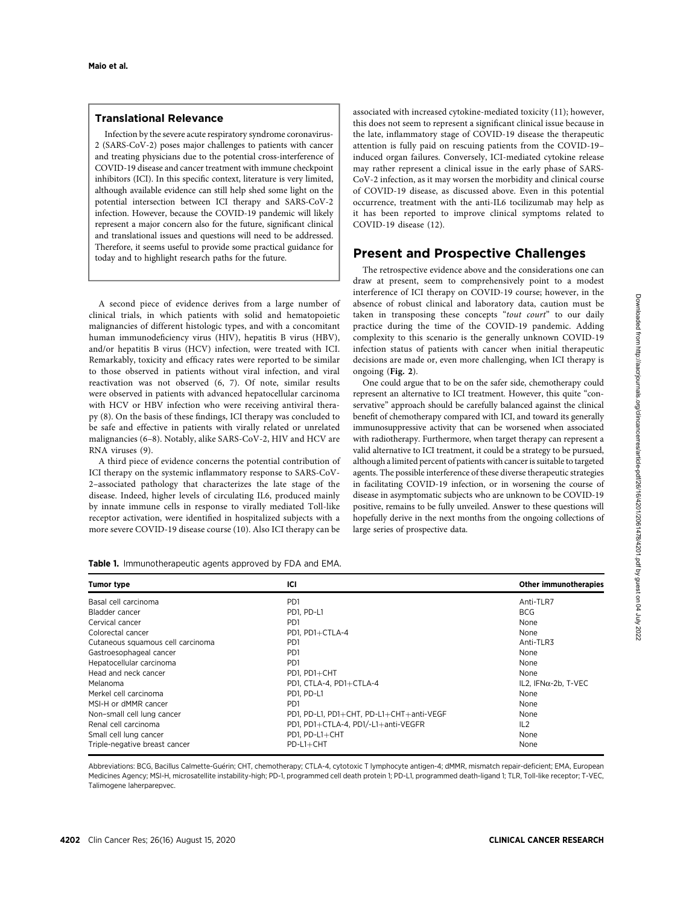## Translational Relevance

Infection by the severe acute respiratory syndrome coronavirus-2 (SARS-CoV-2) poses major challenges to patients with cancer and treating physicians due to the potential cross-interference of COVID-19 disease and cancer treatment with immune checkpoint inhibitors (ICI). In this specific context, literature is very limited, although available evidence can still help shed some light on the potential intersection between ICI therapy and SARS-CoV-2 infection. However, because the COVID-19 pandemic will likely represent a major concern also for the future, significant clinical and translational issues and questions will need to be addressed. Therefore, it seems useful to provide some practical guidance for today and to highlight research paths for the future.

A second piece of evidence derives from a large number of clinical trials, in which patients with solid and hematopoietic malignancies of different histologic types, and with a concomitant human immunodeficiency virus (HIV), hepatitis B virus (HBV), and/or hepatitis B virus (HCV) infection, were treated with ICI. Remarkably, toxicity and efficacy rates were reported to be similar to those observed in patients without viral infection, and viral reactivation was not observed (6, 7). Of note, similar results were observed in patients with advanced hepatocellular carcinoma with HCV or HBV infection who were receiving antiviral therapy (8). On the basis of these findings, ICI therapy was concluded to be safe and effective in patients with virally related or unrelated malignancies (6–8). Notably, alike SARS-CoV-2, HIV and HCV are RNA viruses (9).

A third piece of evidence concerns the potential contribution of ICI therapy on the systemic inflammatory response to SARS-CoV-2–associated pathology that characterizes the late stage of the disease. Indeed, higher levels of circulating IL6, produced mainly by innate immune cells in response to virally mediated Toll-like receptor activation, were identified in hospitalized subjects with a more severe COVID-19 disease course (10). Also ICI therapy can be associated with increased cytokine-mediated toxicity (11); however, this does not seem to represent a significant clinical issue because in the late, inflammatory stage of COVID-19 disease the therapeutic attention is fully paid on rescuing patients from the COVID-19–induced organ failures. Conversely, ICI-mediated cytokine release may rather represent a clinical issue in the early phase of SARS-CoV-2 infection, as it may worsen the morbidity and clinical course of COVID-19 disease, as discussed above. Even in this potential occurrence, treatment with the anti-IL6 tocilizumab may help as it has been reported to improve clinical symptoms related to COVID-19 disease (12).

## Present and Prospective Challenges

The retrospective evidence above and the considerations one can draw at present, seem to comprehensively point to a modest interference of ICI therapy on COVID-19 course; however, in the absence of robust clinical and laboratory data, caution must be taken in transposing these concepts "*tout court*" to our daily practice during the time of the COVID-19 pandemic. Adding complexity to this scenario is the generally unknown COVID-19 infection status of patients with cancer when initial therapeutic decisions are made or, even more challenging, when ICI therapy is ongoing (**Fig. 2**).

One could argue that to be on the safer side, chemotherapy could represent an alternative to ICI treatment. However, this quite "conservative" approach should be carefully balanced against the clinical benefit of chemotherapy compared with ICI, and toward its generally immunosuppressive activity that can be worsened when associated with radiotherapy. Furthermore, when target therapy can represent a valid alternative to ICI treatment, it could be a strategy to be pursued, although a limited percent of patients with cancer is suitable to targeted agents. The possible interference of these diverse therapeutic strategies in facilitating COVID-19 infection, or in worsening the course of disease in asymptomatic subjects who are unknown to be COVID-19 positive, remains to be fully unveiled. Answer to these questions will hopefully derive in the next months from the ongoing collections of large series of prospective data.

**Table 1.** Immunotherapeutic agents approved by FDA and EMA.

| Tumor type | ICI | Other immunotherapies |
|---|---|---|
| Basal cell carcinoma | PD1 | Anti-TLR7 |
| Bladder cancer | PD1, PD-L1 | BCG |
| Cervical cancer | PD1 | None |
| Colorectal cancer | PD1, PD1+CTLA-4 | None |
| Cutaneous squamous cell carcinoma | PD1 | Anti-TLR3 |
| Gastroesophageal cancer | PD1 | None |
| Hepatocellular carcinoma | PD1 | None |
| Head and neck cancer | PD1, PD1+CHT | None |
| Melanoma | PD1, CTLA-4, PD1+CTLA-4 | IL2, IFNα-2b, T-VEC |
| Merkel cell carcinoma | PD1, PD-L1 | None |
| MSI-H or dMMR cancer | PD1 | None |
| Non–small cell lung cancer | PD1, PD-L1, PD1+CHT, PD-L1+CHT+anti-VEGF | None |
| Renal cell carcinoma | PD1, PD1+CTLA-4, PD1/-L1+anti-VEGFR | IL2 |
| Small cell lung cancer | PD1, PD-L1+CHT | None |
| Triple-negative breast cancer | PD-L1+CHT | None |

Abbreviations: BCG, Bacillus Calmette-Guérin; CHT, chemotherapy; CTLA-4, cytotoxic T lymphocyte antigen-4; dMMR, mismatch repair-deficient; EMA, European Medicines Agency; MSI-H, microsatellite instability-high; PD-1, programmed cell death protein 1; PD-L1, programmed death-ligand 1; TLR, Toll-like receptor; T-VEC, Talimogene laherparepvec.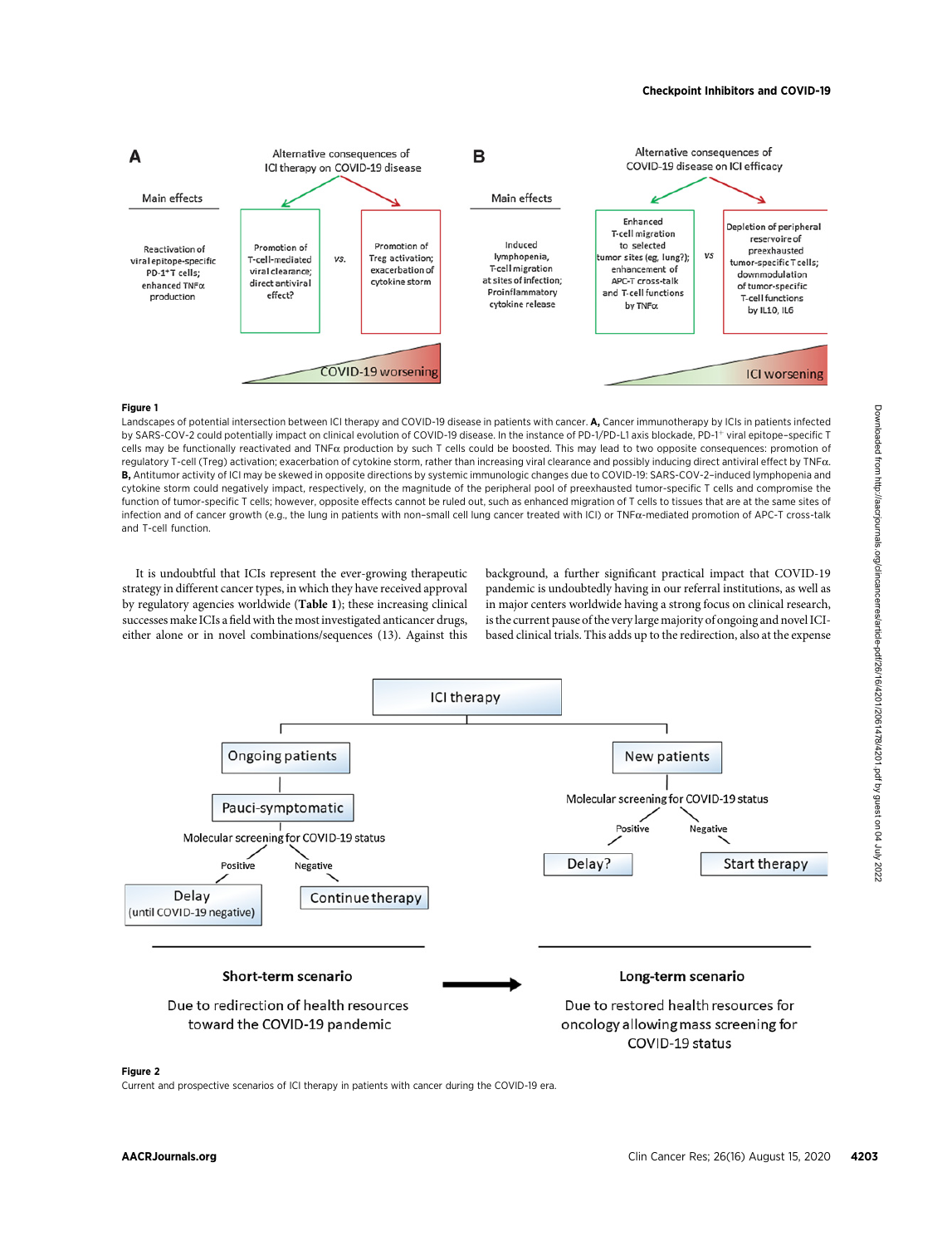**Figure 1**

Landscapes of potential intersection between ICI therapy and COVID-19 disease in patients with cancer. **A,** Cancer immunotherapy by ICIs in patients infected by SARS-COV-2 could potentially impact on clinical evolution of COVID-19 disease. In the instance of PD-1/PD-L1 axis blockade, $PD\text{-}1^{+}$ viral epitope–specific T cells may be functionally reactivated and TNFα production by such T cells could be boosted. This may lead to two opposite consequences: promotion of regulatory T-cell (Treg) activation; exacerbation of cytokine storm, rather than increasing viral clearance and possibly inducing direct antiviral effect by TNFα. **B,** Antitumor activity of ICI may be skewed in opposite directions by systemic immunologic changes due to COVID-19: SARS-COV-2–induced lymphopenia and cytokine storm could negatively impact, respectively, on the magnitude of the peripheral pool of preexhausted tumor-specific T cells and compromise the function of tumor-specific T cells; however, opposite effects cannot be ruled out, such as enhanced migration of T cells to tissues that are at the same sites of infection and of cancer growth (e.g., the lung in patients with non–small cell lung cancer treated with ICI) or TNFα-mediated promotion of APC-T cross-talk and T-cell function.

It is undoubtful that ICIs represent the ever-growing therapeutic strategy in different cancer types, in which they have received approval by regulatory agencies worldwide (**Table 1**); these increasing clinical successes make ICIs a field with the most investigated anticancer drugs, either alone or in novel combinations/sequences (13). Against this background, a further significant practical impact that COVID-19 pandemic is undoubtedly having in our referral institutions, as well as in major centers worldwide having a strong focus on clinical research, is the current pause of the very large majority of ongoing and novel ICI-based clinical trials. This adds up to the redirection, also at the expense

**Figure 2**

Current and prospective scenarios of ICI therapy in patients with cancer during the COVID-19 era.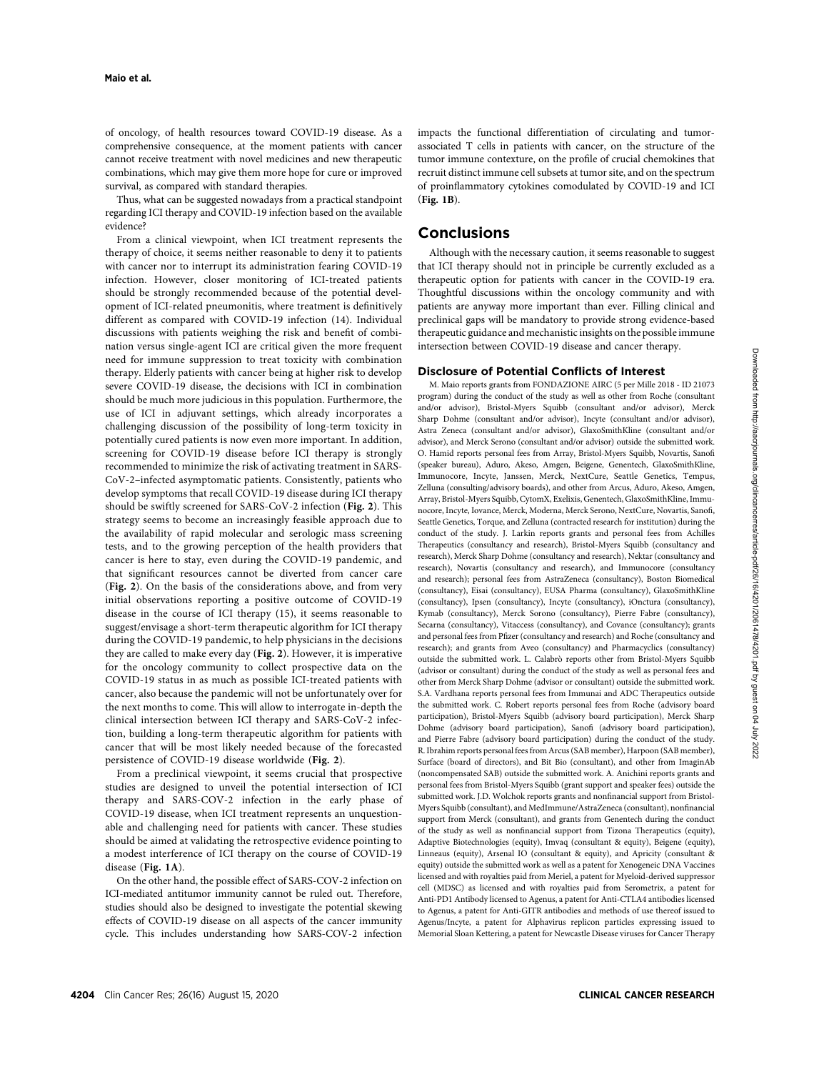of oncology, of health resources toward COVID-19 disease. As a comprehensive consequence, at the moment patients with cancer cannot receive treatment with novel medicines and new therapeutic combinations, which may give them more hope for cure or improved survival, as compared with standard therapies.

Thus, what can be suggested nowadays from a practical standpoint regarding ICI therapy and COVID-19 infection based on the available evidence?

From a clinical viewpoint, when ICI treatment represents the therapy of choice, it seems neither reasonable to deny it to patients with cancer nor to interrupt its administration fearing COVID-19 infection. However, closer monitoring of ICI-treated patients should be strongly recommended because of the potential development of ICI-related pneumonitis, where treatment is definitively different as compared with COVID-19 infection (14). Individual discussions with patients weighing the risk and benefit of combination versus single-agent ICI are critical given the more frequent need for immune suppression to treat toxicity with combination therapy. Elderly patients with cancer being at higher risk to develop severe COVID-19 disease, the decisions with ICI in combination should be much more judicious in this population. Furthermore, the use of ICI in adjuvant settings, which already incorporates a challenging discussion of the possibility of long-term toxicity in potentially cured patients is now even more important. In addition, screening for COVID-19 disease before ICI therapy is strongly recommended to minimize the risk of activating treatment in SARS-CoV-2–infected asymptomatic patients. Consistently, patients who develop symptoms that recall COVID-19 disease during ICI therapy should be swiftly screened for SARS-CoV-2 infection (**Fig. 2**). This strategy seems to become an increasingly feasible approach due to the availability of rapid molecular and serologic mass screening tests, and to the growing perception of the health providers that cancer is here to stay, even during the COVID-19 pandemic, and that significant resources cannot be diverted from cancer care (**Fig. 2**). On the basis of the considerations above, and from very initial observations reporting a positive outcome of COVID-19 disease in the course of ICI therapy (15), it seems reasonable to suggest/envisage a short-term therapeutic algorithm for ICI therapy during the COVID-19 pandemic, to help physicians in the decisions they are called to make every day (**Fig. 2**). However, it is imperative for the oncology community to collect prospective data on the COVID-19 status in as much as possible ICI-treated patients with cancer, also because the pandemic will not be unfortunately over for the next months to come. This will allow to interrogate in-depth the clinical intersection between ICI therapy and SARS-CoV-2 infection, building a long-term therapeutic algorithm for patients with cancer that will be most likely needed because of the forecasted persistence of COVID-19 disease worldwide (**Fig. 2**).

From a preclinical viewpoint, it seems crucial that prospective studies are designed to unveil the potential intersection of ICI therapy and SARS-COV-2 infection in the early phase of COVID-19 disease, when ICI treatment represents an unquestionable and challenging need for patients with cancer. These studies should be aimed at validating the retrospective evidence pointing to a modest interference of ICI therapy on the course of COVID-19 disease (**Fig. 1A**).

On the other hand, the possible effect of SARS-COV-2 infection on ICI-mediated antitumor immunity cannot be ruled out. Therefore, studies should also be designed to investigate the potential skewing effects of COVID-19 disease on all aspects of the cancer immunity cycle. This includes understanding how SARS-COV-2 infection impacts the functional differentiation of circulating and tumor-associated T cells in patients with cancer, on the structure of the tumor immune contexture, on the profile of crucial chemokines that recruit distinct immune cell subsets at tumor site, and on the spectrum of proinflammatory cytokines comodulated by COVID-19 and ICI (**Fig. 1B**).

## Conclusions

Although with the necessary caution, it seems reasonable to suggest that ICI therapy should not in principle be currently excluded as a therapeutic option for patients with cancer in the COVID-19 era. Thoughtful discussions within the oncology community and with patients are anyway more important than ever. Filling clinical and preclinical gaps will be mandatory to provide strong evidence-based therapeutic guidance and mechanistic insights on the possible immune intersection between COVID-19 disease and cancer therapy.

### Disclosure of Potential Conflicts of Interest

M. Maio reports grants from FONDAZIONE AIRC (5 per Mille 2018 - ID 21073 program) during the conduct of the study as well as other from Roche (consultant and/or advisor), Bristol-Myers Squibb (consultant and/or advisor), Merck Sharp Dohme (consultant and/or advisor), Incyte (consultant and/or advisor), Astra Zeneca (consultant and/or advisor), GlaxoSmithKline (consultant and/or advisor), and Merck Serono (consultant and/or advisor) outside the submitted work. O. Hamid reports personal fees from Array, Bristol-Myers Squibb, Novartis, Sanofi (speaker bureau), Aduro, Akeso, Amgen, Beigene, Genentech, GlaxoSmithKline, Immunocore, Incyte, Janssen, Merck, NextCure, Seattle Genetics, Tempus, Zelluna (consulting/advisory boards), and other from Arcus, Aduro, Akeso, Amgen, Array, Bristol-Myers Squibb, CytomX, Exelixis, Genentech, GlaxoSmithKline, Immunocore, Incyte, Iovance, Merck, Moderna, Merck Serono, NextCure, Novartis, Sanofi, Seattle Genetics, Torque, and Zelluna (contracted research for institution) during the conduct of the study. J. Larkin reports grants and personal fees from Achilles Therapeutics (consultancy and research), Bristol-Myers Squibb (consultancy and research), Merck Sharp Dohme (consultancy and research), Nektar (consultancy and research), Novartis (consultancy and research), and Immunocore (consultancy and research); personal fees from AstraZeneca (consultancy), Boston Biomedical (consultancy), Eisai (consultancy), EUSA Pharma (consultancy), GlaxoSmithKline (consultancy), Ipsen (consultancy), Incyte (consultancy), iOnctura (consultancy), Kymab (consultancy), Merck Sorono (consultancy), Pierre Fabre (consultancy), Secarna (consultancy), Vitaccess (consultancy), and Covance (consultancy); grants and personal fees from Pfizer (consultancy and research) and Roche (consultancy and research); and grants from Aveo (consultancy) and Pharmacyclics (consultancy) outside the submitted work. L. Calabrò reports other from Bristol-Myers Squibb (advisor or consultant) during the conduct of the study as well as personal fees and other from Merck Sharp Dohme (advisor or consultant) outside the submitted work. S.A. Vardhana reports personal fees from Immunai and ADC Therapeutics outside the submitted work. C. Robert reports personal fees from Roche (advisory board participation), Bristol-Myers Squibb (advisory board participation), Merck Sharp Dohme (advisory board participation), Sanofi (advisory board participation), and Pierre Fabre (advisory board participation) during the conduct of the study. R. Ibrahim reports personal fees from Arcus (SAB member), Harpoon (SAB member), Surface (board of directors), and Bit Bio (consultant), and other from ImaginAb (noncompensated SAB) outside the submitted work. A. Anichini reports grants and personal fees from Bristol-Myers Squibb (grant support and speaker fees) outside the submitted work. J.D. Wolchok reports grants and nonfinancial support from Bristol-Myers Squibb (consultant), and MedImmune/AstraZeneca (consultant), nonfinancial support from Merck (consultant), and grants from Genentech during the conduct of the study as well as nonfinancial support from Tizona Therapeutics (equity), Adaptive Biotechnologies (equity), Imvaq (consultant & equity), Beigene (equity), Linneaus (equity), Arsenal IO (consultant & equity), and Apricity (consultant & equity) outside the submitted work as well as a patent for Xenogeneic DNA Vaccines licensed and with royalties paid from Meriel, a patent for Myeloid-derived suppressor cell (MDSC) as licensed and with royalties paid from Serometrix, a patent for Anti-PD1 Antibody licensed to Agenus, a patent for Anti-CTLA4 antibodies licensed to Agenus, a patent for Anti-GITR antibodies and methods of use thereof issued to Agenus/Incyte, a patent for Alphavirus replicon particles expressing issued to Memorial Sloan Kettering, a patent for Newcastle Disease viruses for Cancer Therapy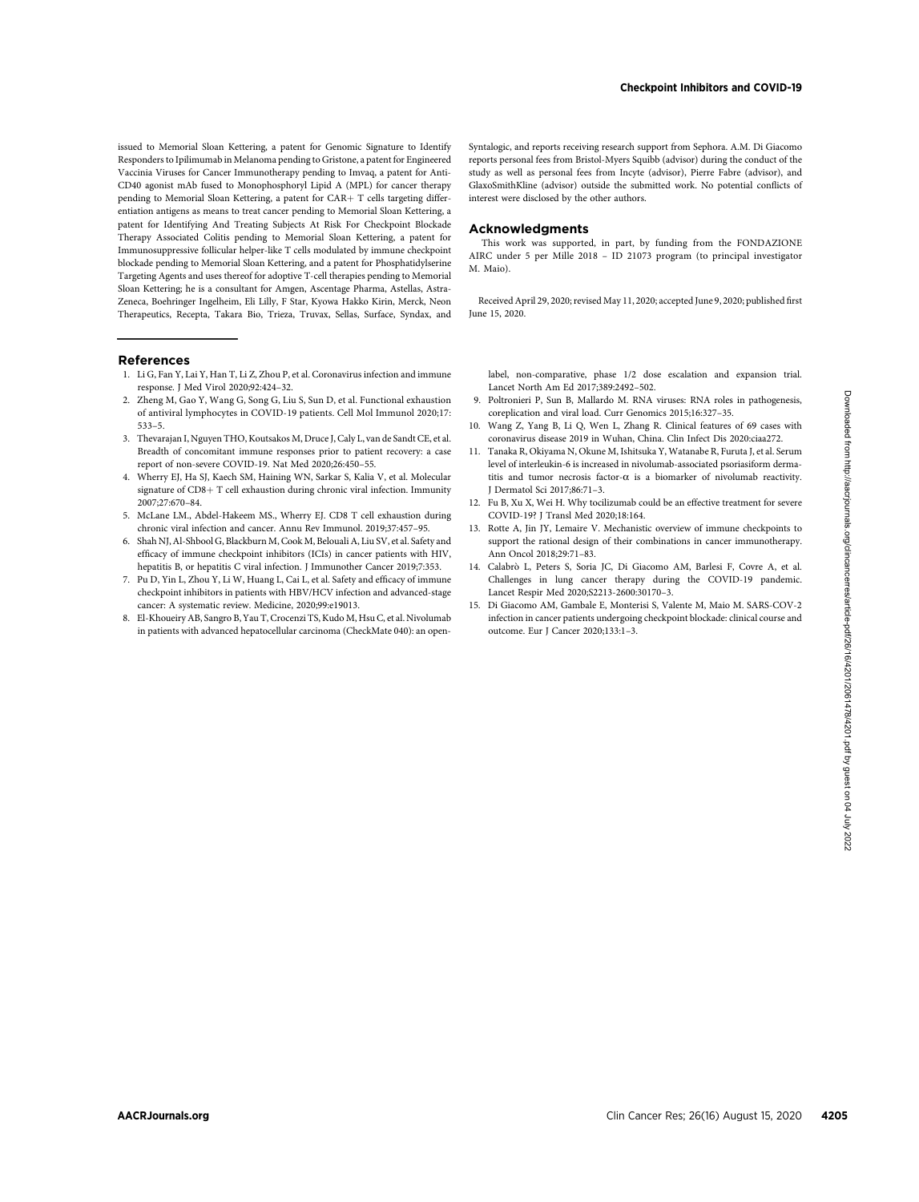issued to Memorial Sloan Kettering, a patent for Genomic Signature to Identify Responders to Ipilimumab in Melanoma pending to Gristone, a patent for Engineered Vaccinia Viruses for Cancer Immunotherapy pending to Imvaq, a patent for Anti-CD40 agonist mAb fused to Monophosphoryl Lipid A (MPL) for cancer therapy pending to Memorial Sloan Kettering, a patent for CAR+ T cells targeting differentiation antigens as means to treat cancer pending to Memorial Sloan Kettering, a patent for Identifying And Treating Subjects At Risk For Checkpoint Blockade Therapy Associated Colitis pending to Memorial Sloan Kettering, a patent for Immunosuppressive follicular helper-like T cells modulated by immune checkpoint blockade pending to Memorial Sloan Kettering, and a patent for Phosphatidylserine Targeting Agents and uses thereof for adoptive T-cell therapies pending to Memorial Sloan Kettering; he is a consultant for Amgen, Ascentage Pharma, Astellas, AstraZeneca, Boehringer Ingelheim, Eli Lilly, F Star, Kyowa Hakko Kirin, Merck, Neon Therapeutics, Recepta, Takara Bio, Trieza, Truvax, Sellas, Surface, Syndax, and Syntalogic, and reports receiving research support from Sephora. A.M. Di Giacomo reports personal fees from Bristol-Myers Squibb (advisor) during the conduct of the study as well as personal fees from Incyte (advisor), Pierre Fabre (advisor), and GlaxoSmithKline (advisor) outside the submitted work. No potential conflicts of interest were disclosed by the other authors.

## Acknowledgments

This work was supported, in part, by funding from the FONDAZIONE AIRC under 5 per Mille 2018 – ID 21073 program (to principal investigator M. Maio).

Received April 29, 2020; revised May 11, 2020; accepted June 9, 2020; published first June 15, 2020.

## References

1. Li G, Fan Y, Lai Y, Han T, Li Z, Zhou P, et al. Coronavirus infection and immune response. J Med Virol 2020;92:424–32.
2. Zheng M, Gao Y, Wang G, Song G, Liu S, Sun D, et al. Functional exhaustion of antiviral lymphocytes in COVID-19 patients. Cell Mol Immunol 2020;17:533–5.
3. Thevarajan I, Nguyen THO, Koutsakos M, Druce J, Caly L, van de Sandt CE, et al. Breadth of concomitant immune responses prior to patient recovery: a case report of non-severe COVID-19. Nat Med 2020;26:450–55.
4. Wherry EJ, Ha SJ, Kaech SM, Haining WN, Sarkar S, Kalia V, et al. Molecular signature of CD8+ T cell exhaustion during chronic viral infection. Immunity 2007;27:670–84.
5. McLane LM., Abdel-Hakeem MS., Wherry EJ. CD8 T cell exhaustion during chronic viral infection and cancer. Annu Rev Immunol. 2019;37:457–95.
6. Shah NJ, Al-Shbool G, Blackburn M, Cook M, Belouali A, Liu SV, et al. Safety and efficacy of immune checkpoint inhibitors (ICIs) in cancer patients with HIV, hepatitis B, or hepatitis C viral infection. J Immunother Cancer 2019;7:353.
7. Pu D, Yin L, Zhou Y, Li W, Huang L, Cai L, et al. Safety and efficacy of immune checkpoint inhibitors in patients with HBV/HCV infection and advanced-stage cancer: A systematic review. Medicine, 2020;99:e19013.
8. El-Khoueiry AB, Sangro B, Yau T, Crocenzi TS, Kudo M, Hsu C, et al. Nivolumab in patients with advanced hepatocellular carcinoma (CheckMate 040): an open-label, non-comparative, phase 1/2 dose escalation and expansion trial. Lancet North Am Ed 2017;389:2492–502.
9. Poltronieri P, Sun B, Mallardo M. RNA viruses: RNA roles in pathogenesis, coreplication and viral load. Curr Genomics 2015;16:327–35.
10. Wang Z, Yang B, Li Q, Wen L, Zhang R. Clinical features of 69 cases with coronavirus disease 2019 in Wuhan, China. Clin Infect Dis 2020:ciaa272.
11. Tanaka R, Okiyama N, Okune M, Ishitsuka Y, Watanabe R, Furuta J, et al. Serum level of interleukin-6 is increased in nivolumab-associated psoriasiform dermatitis and tumor necrosis factor-α is a biomarker of nivolumab reactivity. J Dermatol Sci 2017;86:71–3.
12. Fu B, Xu X, Wei H. Why tocilizumab could be an effective treatment for severe COVID-19? J Transl Med 2020;18:164.
13. Rotte A, Jin JY, Lemaire V. Mechanistic overview of immune checkpoints to support the rational design of their combinations in cancer immunotherapy. Ann Oncol 2018;29:71–83.
14. Calabrò L, Peters S, Soria JC, Di Giacomo AM, Barlesi F, Covre A, et al. Challenges in lung cancer therapy during the COVID-19 pandemic. Lancet Respir Med 2020;S2213-2600:30170–3.
15. Di Giacomo AM, Gambale E, Monterisi S, Valente M, Maio M. SARS-COV-2 infection in cancer patients undergoing checkpoint blockade: clinical course and outcome. Eur J Cancer 2020;133:1–3.